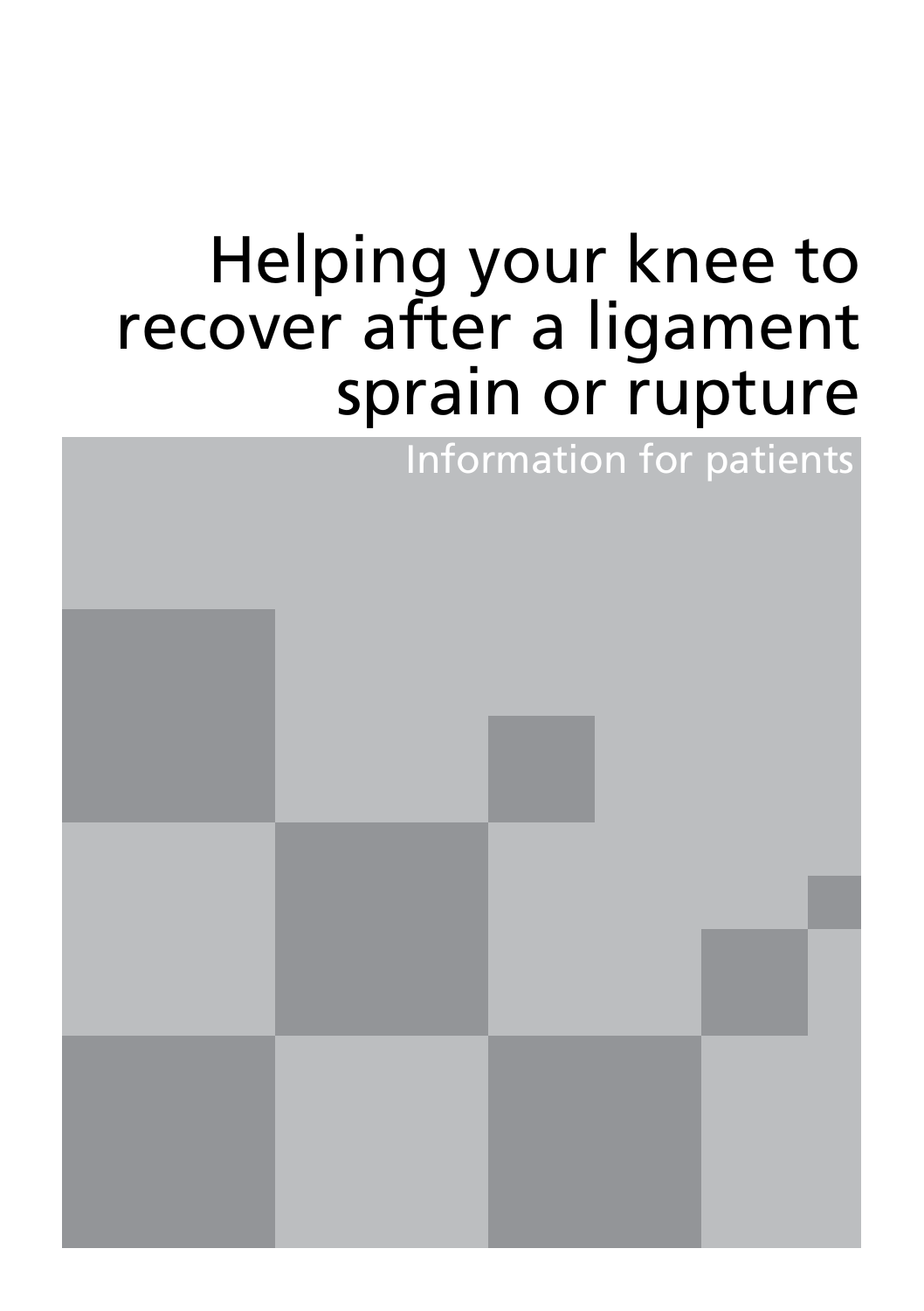# Helping your knee to recover after a ligament sprain or rupture

Information for patients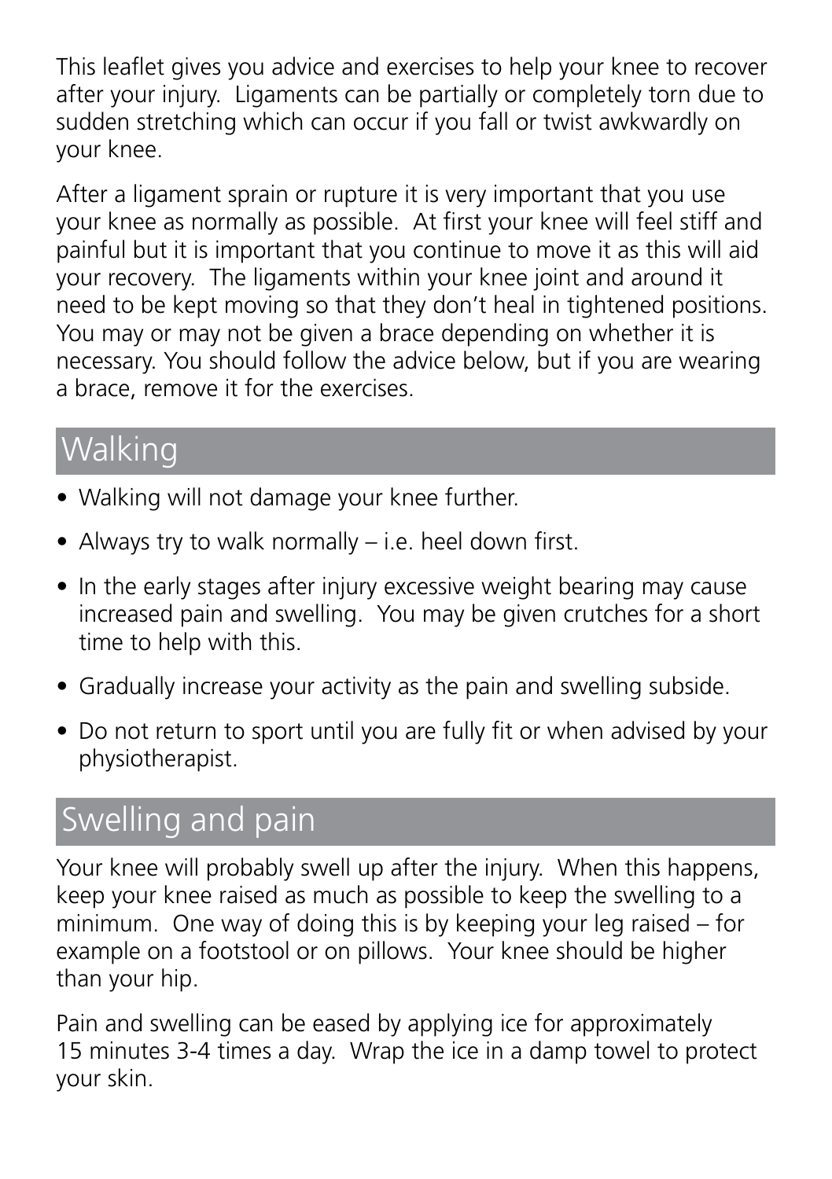This leaflet gives you advice and exercises to help your knee to recover after your injury. Ligaments can be partially or completely torn due to sudden stretching which can occur if you fall or twist awkwardly on your knee.

After a ligament sprain or rupture it is very important that you use your knee as normally as possible. At first your knee will feel stiff and painful but it is important that you continue to move it as this will aid your recovery. The ligaments within your knee joint and around it need to be kept moving so that they don't heal in tightened positions. You may or may not be given a brace depending on whether it is necessary. You should follow the advice below, but if you are wearing a brace, remove it for the exercises.

## Walking

- Walking will not damage your knee further.
- Always try to walk normally – i.e. heel down first.
- In the early stages after injury excessive weight bearing may cause increased pain and swelling. You may be given crutches for a short time to help with this.
- Gradually increase your activity as the pain and swelling subside.
- Do not return to sport until you are fully fit or when advised by your physiotherapist.

## Swelling and pain

Your knee will probably swell up after the injury. When this happens, keep your knee raised as much as possible to keep the swelling to a minimum. One way of doing this is by keeping your leg raised – for example on a footstool or on pillows. Your knee should be higher than your hip.

Pain and swelling can be eased by applying ice for approximately 15 minutes 3-4 times a day. Wrap the ice in a damp towel to protect your skin.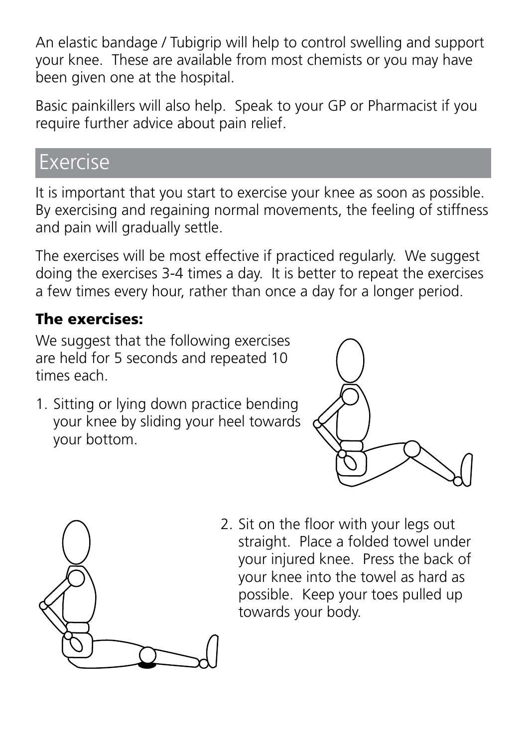An elastic bandage / Tubigrip will help to control swelling and support your knee. These are available from most chemists or you may have been given one at the hospital.

Basic painkillers will also help. Speak to your GP or Pharmacist if you require further advice about pain relief.

## Exercise

It is important that you start to exercise your knee as soon as possible. By exercising and regaining normal movements, the feeling of stiffness and pain will gradually settle.

The exercises will be most effective if practiced regularly. We suggest doing the exercises 3-4 times a day. It is better to repeat the exercises a few times every hour, rather than once a day for a longer period.

### The exercises:

We suggest that the following exercises are held for 5 seconds and repeated 10 times each.

1. Sitting or lying down practice bending your knee by sliding your heel towards your bottom.

2. Sit on the floor with your legs out straight. Place a folded towel under your injured knee. Press the back of your knee into the towel as hard as possible. Keep your toes pulled up towards your body.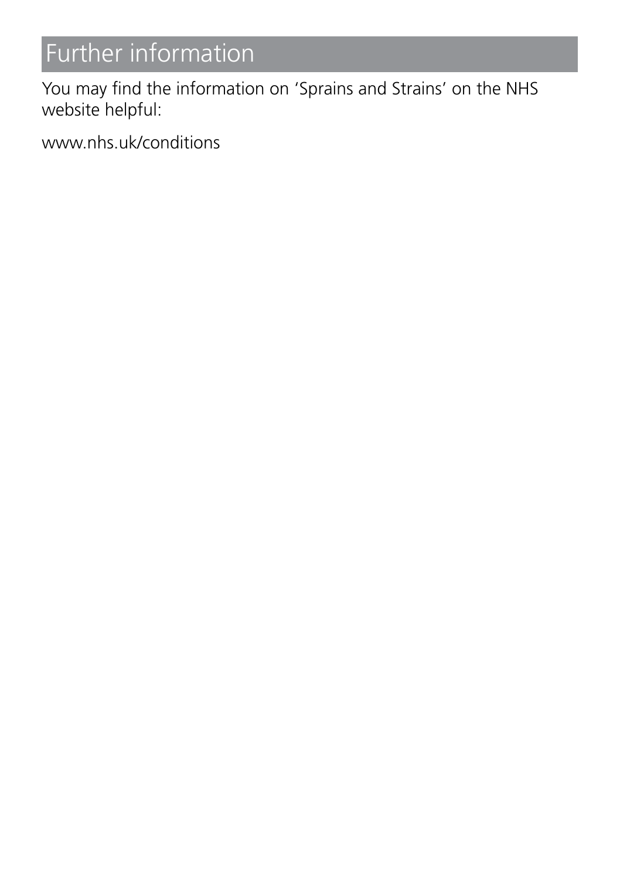## Further information

You may find the information on 'Sprains and Strains' on the NHS website helpful:

www.nhs.uk/conditions